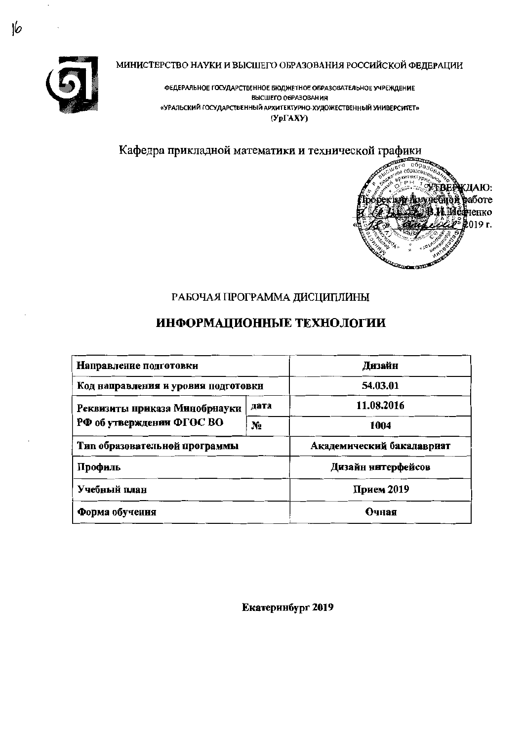МИНИСТЕРСТВО НАУКИ И ВЫСШЕГО ОБРАЗОВАНИЯ РОССИЙСКОЙ ФЕДЕРАЦИИ

ФЕДЕРАЛЬНОЕ ГОСУДАРСТВЕННОЕ БЮДЖЕТНОЕ ОБРАЗОВАТЕЛЬНОЕ УЧРЕЖДЕНИЕ
ВЫСШЕГО ОБРАЗОВАНИЯ
«УРАЛЬСКИЙ ГОСУДАРСТВЕННЫЙ АРХИТЕКТУРНО-ХУДОЖЕСТВЕННЫЙ УНИВЕРСИТЕТ»
(УрГАХУ)

Кафедра прикладной математики и технической графики

УТВЕРЖДАЮ:
Проректор по учебной работе
В.И. Исаченко
« » 2019 г.

РАБОЧАЯ ПРОГРАММА ДИСЦИПЛИНЫ

# ИНФОРМАЦИОННЫЕ ТЕХНОЛОГИИ

| Направление подготовки | | Дизайн |
|---|---|---|
| Код направления и уровня подготовки | | 54.03.01 |
| Реквизиты приказа Минобрнауки РФ об утверждении ФГОС ВО | дата | 11.08.2016 |
| | № | 1004 |
| Тип образовательной программы | | Академический бакалавриат |
| Профиль | | Дизайн интерфейсов |
| Учебный план | | Прием 2019 |
| Форма обучения | | Очная |

Екатеринбург 2019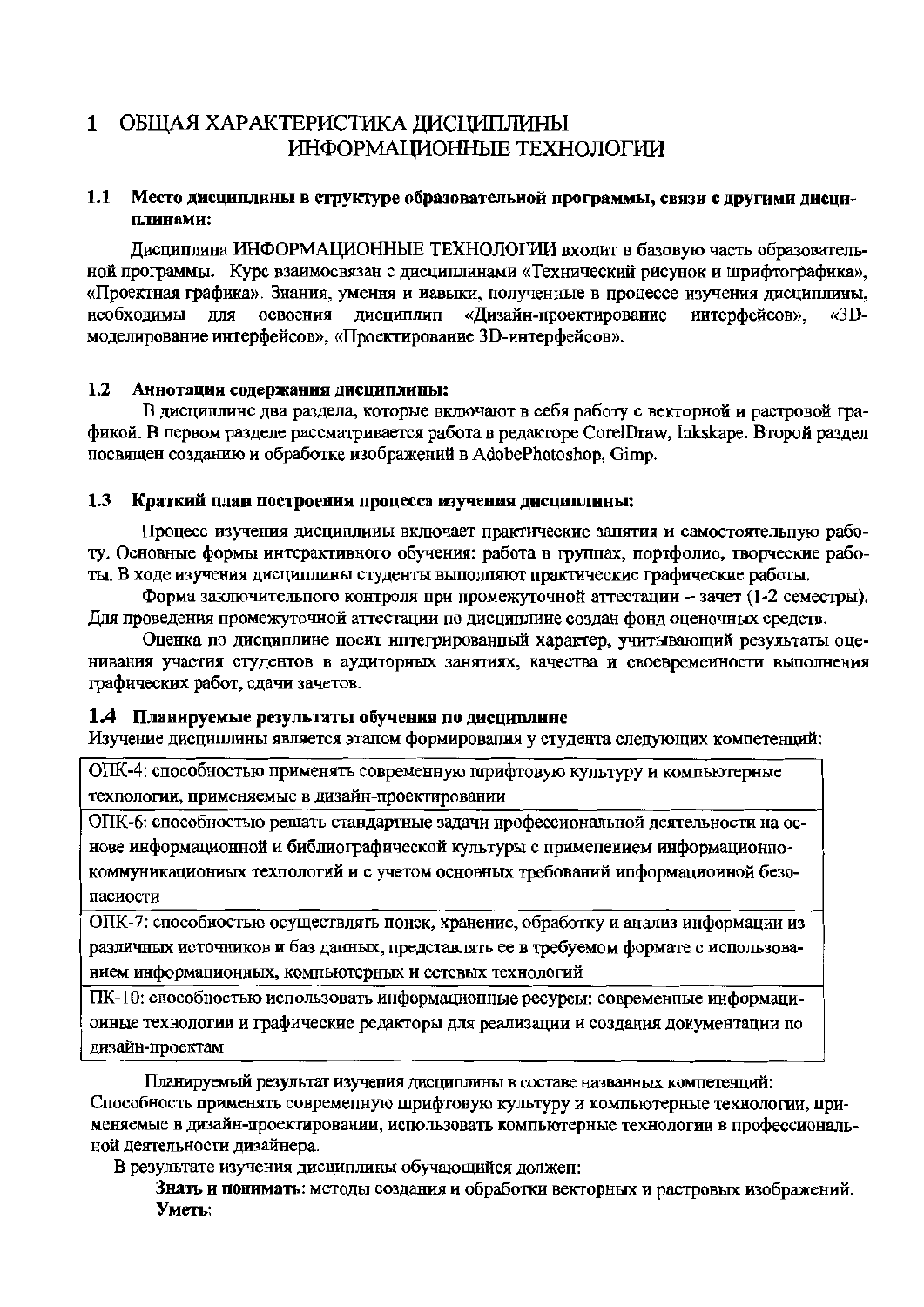# 1 ОБЩАЯ ХАРАКТЕРИСТИКА ДИСЦИПЛИНЫ ИНФОРМАЦИОННЫЕ ТЕХНОЛОГИИ

## 1.1 Место дисциплины в структуре образовательной программы, связи с другими дисциплинами:

Дисциплина ИНФОРМАЦИОННЫЕ ТЕХНОЛОГИИ входит в базовую часть образовательной программы. Курс взаимосвязан с дисциплинами «Технический рисунок и шрифтографика», «Проектная графика». Знания, умения и навыки, полученные в процессе изучения дисциплины, необходимы для освоения дисциплин «Дизайн-проектирование интерфейсов», «3D-моделирование интерфейсов», «Проектирование 3D-интерфейсов».

## 1.2 Аннотация содержания дисциплины:

В дисциплине два раздела, которые включают в себя работу с векторной и растровой графикой. В первом разделе рассматривается работа в редакторе CorelDraw, Inkskape. Второй раздел посвящен созданию и обработке изображений в AdobePhotoshop, Gimp.

## 1.3 Краткий план построения процесса изучения дисциплины:

Процесс изучения дисциплины включает практические занятия и самостоятельную работу. Основные формы интерактивного обучения: работа в группах, портфолио, творческие работы. В ходе изучения дисциплины студенты выполняют практические графические работы.

Форма заключительного контроля при промежуточной аттестации – зачет (1-2 семестры). Для проведения промежуточной аттестации по дисциплине создан фонд оценочных средств.

Оценка по дисциплине носит интегрированный характер, учитывающий результаты оценивания участия студентов в аудиторных занятиях, качества и своевременности выполнения графических работ, сдачи зачетов.

## 1.4 Планируемые результаты обучения по дисциплине

Изучение дисциплины является этапом формирования у студента следующих компетенций:

| |
|---|
| ОПК-4: способностью применять современную шрифтовую культуру и компьютерные технологии, применяемые в дизайн-проектировании |
| ОПК-6: способностью решать стандартные задачи профессиональной деятельности на основе информационной и библиографической культуры с применением информационно-коммуникационных технологий и с учетом основных требований информационной безопасности |
| ОПК-7: способностью осуществлять поиск, хранение, обработку и анализ информации из различных источников и баз данных, представлять ее в требуемом формате с использованием информационных, компьютерных и сетевых технологий |
| ПК-10: способностью использовать информационные ресурсы: современные информационные технологии и графические редакторы для реализации и создания документации по дизайн-проектам |

Планируемый результат изучения дисциплины в составе названных компетенций: Способность применять современную шрифтовую культуру и компьютерные технологии, применяемые в дизайн-проектировании, использовать компьютерные технологии в профессиональной деятельности дизайнера.

В результате изучения дисциплины обучающийся должен:

**Знать и понимать**: методы создания и обработки векторных и растровых изображений.

**Уметь**: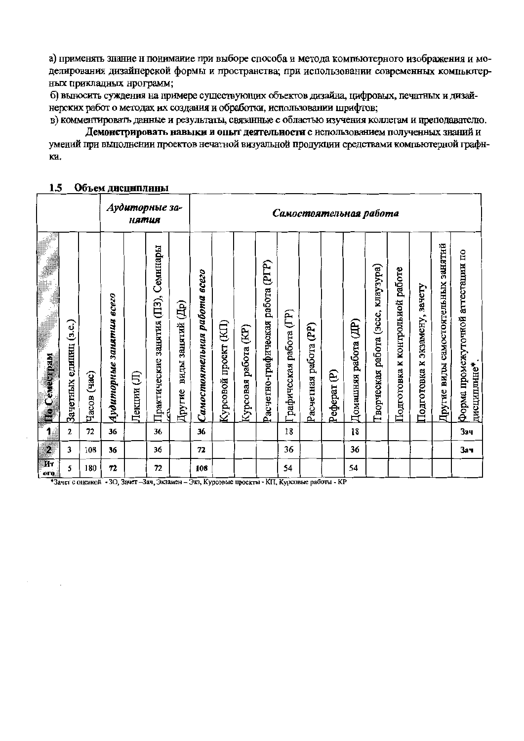а) применять знание и понимание при выборе способа и метода компьютерного изображения и моделирования дизайнерской формы и пространства; при использовании современных компьютерных прикладных программ;

б) выносить суждения на примере существующих объектов дизайна, цифровых, печатных и дизайнерских работ о методах их создания и обработки, использовании шрифтов;

в) комментировать данные и результаты, связанные с областью изучения коллегам и преподавателю.

**Демонстрировать навыки и опыт деятельности** с использованием полученных знаний и умений при выполнении проектов печатной визуальной продукции средствами компьютерной графики.

### 1.5 Объем дисциплины

| | | | *Аудиторные занятия* | | | | *Самостоятельная работа* | | | | | | | | | | | | | |
|---|---|---|---|---|---|---|---|---|---|---|---|---|---|---|---|---|---|---|---|---|
| По Семестрам | Зачетных единиц (з.е.) | Часов (час) | *Аудиторные занятия всего* | Лекции (Л) | Практические занятия (ПЗ), Семинары (С) | Другие виды занятий (Др) | *Самостоятельная работа всего* | Курсовой проект (КП) | Курсовая работа (КР) | Расчетно-графическая работа (РГР) | Графическая работа (ГР) | Расчетная работа (РР) | Реферат (Р) | Домашняя работа (ДР) | Творческая работа (эссе, клаузура) | Подготовка к контрольной работе | Подготовка к экзамену, зачету | Другие виды самостоятельных занятий | Форма промежуточной аттестации по дисциплине* |
| 1 | 2 | 72 | 36 | | 36 | | 36 | | | | 18 | | | 18 | | | | | Зач |
| 2 | 3 | 108 | 36 | | 36 | | 72 | | | | 36 | | | 36 | | | | | Зач |
| Итого | 5 | 180 | 72 | | 72 | | 108 | | | | 54 | | | 54 | | | | | |

*Зачет с оценкой - ЗО, Зачет –Зач, Экзамен – Экз, Курсовые проекты - КП, Курсовые работы - КР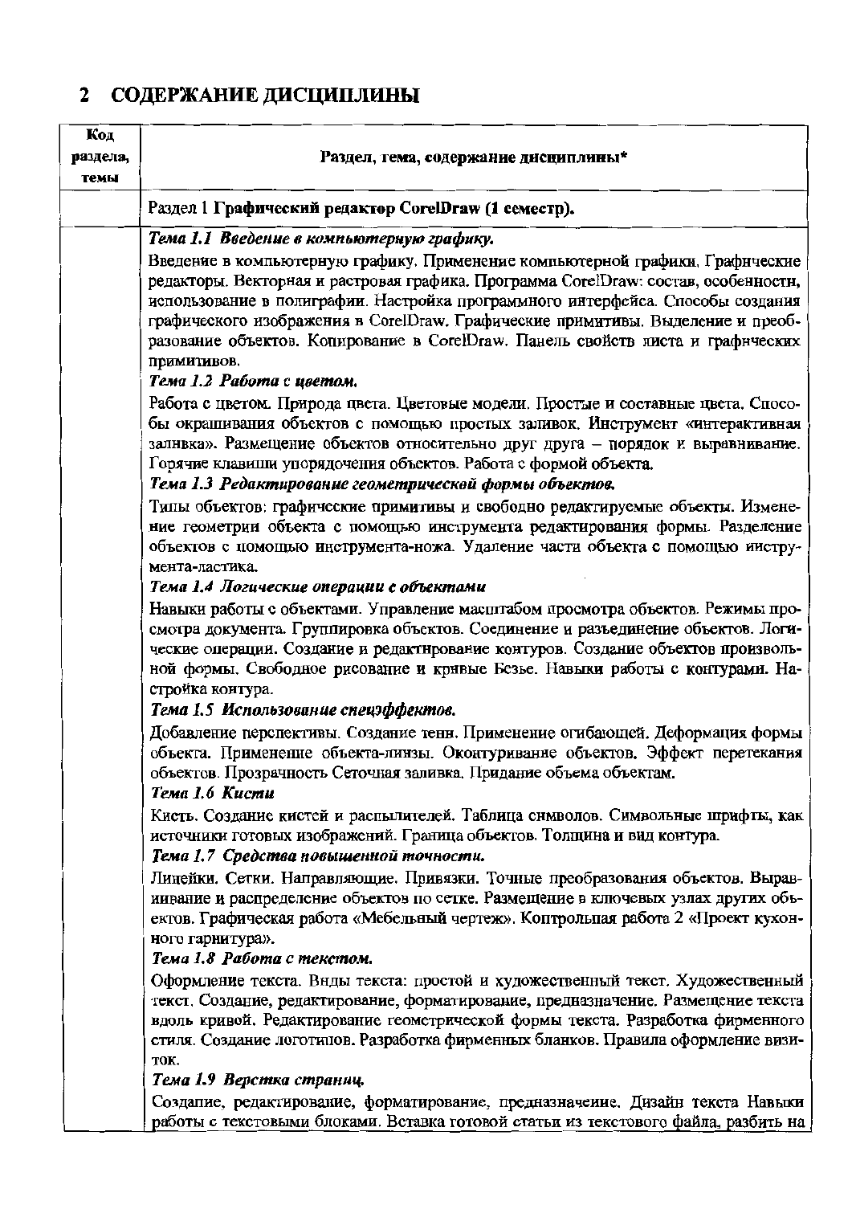## 2 СОДЕРЖАНИЕ ДИСЦИПЛИНЫ

| Код раздела, темы | Раздел, тема, содержание дисциплины* |
|---|---|
| | Раздел 1 **Графический редактор CorelDraw (1 семестр).** |
| | ***Тема 1.1 Введение в компьютерную графику.*** Введение в компьютерную графику. Применение компьютерной графики. Графические редакторы. Векторная и растровая графика. Программа CorelDraw: состав, особенности, использование в полиграфии. Настройка программного интерфейса. Способы создания графического изображения в CorelDraw. Графические примитивы. Выделение и преобразование объектов. Копирование в CorelDraw. Панель свойств листа и графических примитивов.<br>***Тема 1.2 Работа с цветом.*** Работа с цветом. Природа цвета. Цветовые модели. Простые и составные цвета. Способы окрашивания объектов с помощью простых заливок. Инструмент «интерактивная заливка». Размещение объектов относительно друг друга – порядок и выравнивание. Горячие клавиши упорядочения объектов. Работа с формой объекта.<br>***Тема 1.3 Редактирование геометрической формы объектов.*** Типы объектов: графические примитивы и свободно редактируемые объекты. Изменение геометрии объекта с помощью инструмента редактирования формы. Разделение объектов с помощью инструмента-ножа. Удаление части объекта с помощью инструмента-ластика.<br>***Тема 1.4 Логические операции с объектами*** Навыки работы с объектами. Управление масштабом просмотра объектов. Режимы просмотра документа. Группировка объектов. Соединение и разъединение объектов. Логические операции. Создание и редактирование контуров. Создание объектов произвольной формы. Свободное рисование и кривые Безье. Навыки работы с контурами. Настройка контура.<br>***Тема 1.5 Использование спецэффектов.*** Добавление перспективы. Создание тени. Применение огибающей. Деформация формы объекта. Применение объекта-линзы. Оконтуривание объектов. Эффект перетекания объектов. Прозрачность Сеточная заливка. Придание объема объектам.<br>***Тема 1.6 Кисти*** Кисть. Создание кистей и распылителей. Таблица символов. Символьные шрифты, как источники готовых изображений. Граница объектов. Толщина и вид контура.<br>***Тема 1.7 Средства повышенной точности.*** Линейки. Сетки. Направляющие. Привязки. Точные преобразования объектов. Выравнивание и распределение объектов по сетке. Размещение в ключевых узлах других объектов. Графическая работа «Мебельный чертеж». Контрольная работа 2 «Проект кухонного гарнитура».<br>***Тема 1.8 Работа с текстом.*** Оформление текста. Виды текста: простой и художественный текст. Художественный текст. Создание, редактирование, форматирование, предназначение. Размещение текста вдоль кривой. Редактирование геометрической формы текста. Разработка фирменного стиля. Создание логотипов. Разработка фирменных бланков. Правила оформление визиток.<br>***Тема 1.9 Верстка страниц.*** Создание, редактирование, форматирование, предназначение. Дизайн текста Навыки работы с текстовыми блоками. Вставка готовой статьи из текстового файла, разбить на |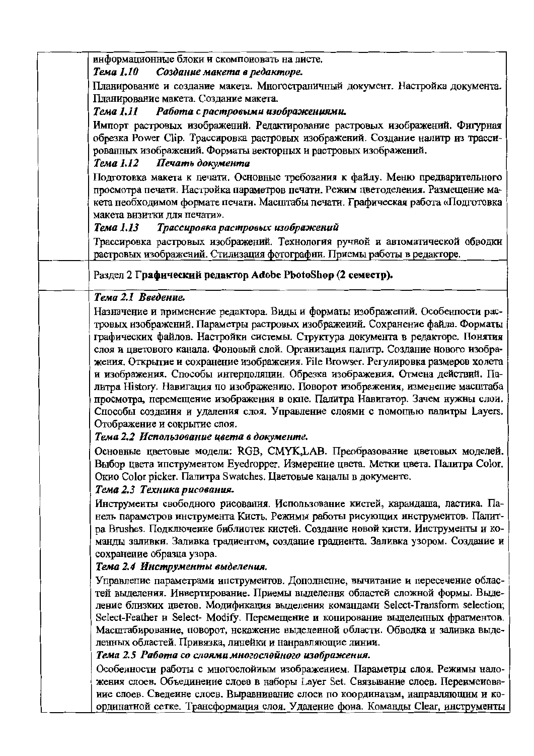| | |
|---|---|
| | информационные блоки и скомпоновать на листе.<br>***Тема 1.10 Создание макета в редакторе.***<br>Планирование и создание макета. Многостраничный документ. Настройка документа. Планирование макета. Создание макета.<br>***Тема 1.11 Работа с растровыми изображениями.***<br>Импорт растровых изображений. Редактирование растровых изображений. Фигурная обрезка Power Clip. Трассировка растровых изображений. Создание палитр из трассированных изображений. Форматы векторных и растровых изображений.<br>***Тема 1.12 Печать документа***<br>Подготовка макета к печати. Основные требования к файлу. Меню предварительного просмотра печати. Настройка параметров печати. Режим цветоделения. Размещение макета необходимом формате печати. Масштабы печати. Графическая работа «Подготовка макета визитки для печати».<br>***Тема 1.13 Трассировка растровых изображений***<br>Трассировка растровых изображений. Технология ручной и автоматической обводки растровых изображений. Стилизация фотографии. Приемы работы в редакторе. |
| | Раздел 2 **Графический редактор Adobe PhotoShop (2 семестр).** |
| | ***Тема 2.1 Введение.***<br>Назначение и применение редактора. Виды и форматы изображений. Особенности растровых изображений. Параметры растровых изображений. Сохранение файла. Форматы графических файлов. Настройки системы. Структура документа в редакторе. Понятия слоя и цветового канала. Фоновый слой. Организация палитр. Создание нового изображения. Открытие и сохранение изображения. File Browser. Регулировка размеров холста и изображения. Способы интерполяции. Обрезка изображения. Отмена действий. Палитра History. Навигация по изображению. Поворот изображения, изменение масштаба просмотра, перемещение изображения в окне. Палитра Навигатор. Зачем нужны слои. Способы создания и удаления слоя. Управление слоями с помощью палитры Layers. Отображение и сокрытие слоя.<br>***Тема 2.2 Использование цвета в документе.***<br>Основные цветовые модели: RGB, CMYK,LAB. Преобразование цветовых моделей. Выбор цвета инструментом Eyedropper. Измерение цвета. Метки цвета. Палитра Color. Окно Color picker. Палитра Swatches. Цветовые каналы в документе.<br>***Тема 2.3 Техника рисования.***<br>Инструменты свободного рисования. Использование кистей, карандаша, ластика. Панель параметров инструмента Кисть. Режимы работы рисующих инструментов. Палитра Brushes. Подключение библиотек кистей. Создание новой кисти. Инструменты и команды заливки. Заливка градиентом, создание градиента. Заливка узором. Создание и сохранение образца узора.<br>***Тема 2.4 Инструменты выделения.***<br>Управление параметрами инструментов. Дополнение, вычитание и пересечение областей выделения. Инвертирование. Приемы выделения областей сложной формы. Выделение близких цветов. Модификация выделения командами Select-Transform selection; Select-Feather и Select- Modify. Перемещение и копирование выделенных фрагментов. Масштабирование, поворот, искажение выделенной области. Обводка и заливка выделенных областей. Привязка, линейки и направляющие линии.<br>***Тема 2.5 Работа со слоями многослойного изображения.***<br>Особенности работы с многослойным изображением. Параметры слоя. Режимы наложения слоев. Объединение слоев в наборы Layer Set. Связывание слоев. Переименование слоев. Сведение слоев. Выравнивание слоев по координатам, направляющим и координатной сетке. Трансформация слоя. Удаление фона. Команды Clear, инструменты |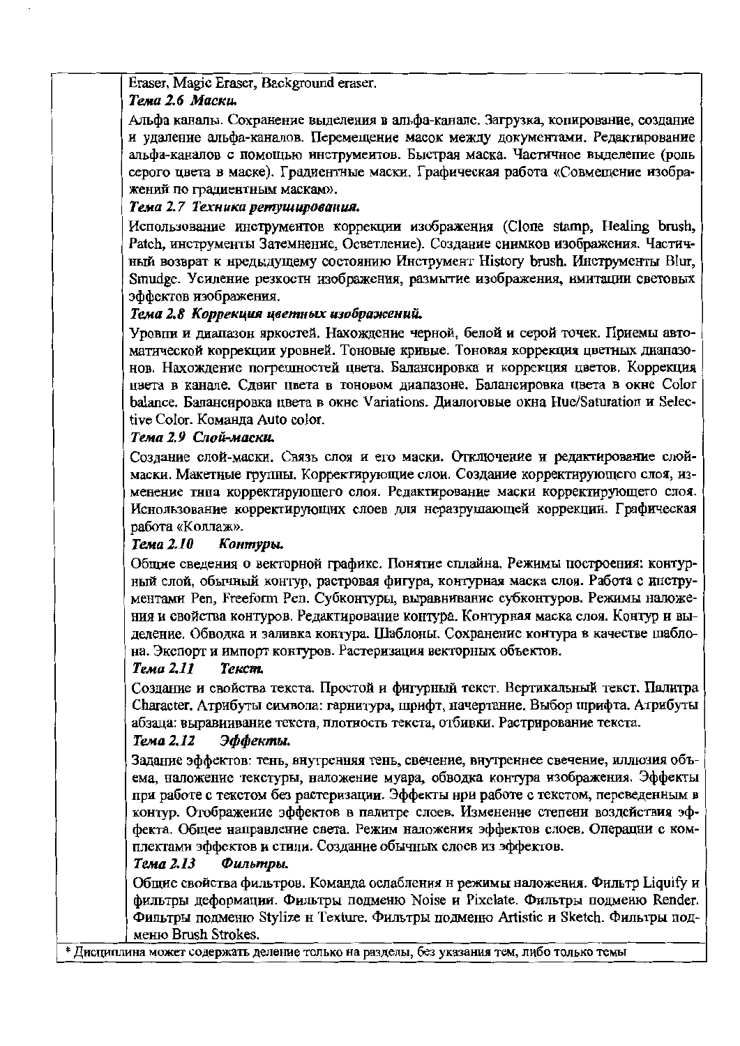Eraser, Magic Eraser, Background eraser.

***Тема 2.6 Маски.***

Альфа каналы. Сохранение выделения в альфа-канале. Загрузка, копирование, создание и удаление альфа-каналов. Перемещение масок между документами. Редактирование альфа-каналов с помощью инструментов. Быстрая маска. Частичное выделение (роль серого цвета в маске). Градиентные маски. Графическая работа «Совмещение изображений по градиентным маскам».

***Тема 2.7 Техника ретуширования.***

Использование инструментов коррекции изображения (Clone stamp, Healing brush, Patch, инструменты Затемнение, Осветление). Создание снимков изображения. Частичный возврат к предыдущему состоянию Инструмент History brush. Инструменты Blur, Smudge. Усиление резкости изображения, размытие изображения, имитации световых эффектов изображения.

***Тема 2.8 Коррекция цветных изображений.***

Уровни и диапазон яркостей. Нахождение черной, белой и серой точек. Приемы автоматической коррекции уровней. Тоновые кривые. Тоновая коррекция цветных диапазонов. Нахождение погрешностей цвета. Балансировка и коррекция цветов. Коррекция цвета в канале. Сдвиг цвета в тоновом диапазоне. Балансировка цвета в окне Color balance. Балансировка цвета в окне Variations. Диалоговые окна Hue/Saturation и Selective Color. Команда Auto color.

***Тема 2.9 Слой-маски.***

Создание слой-маски. Связь слоя и его маски. Отключение и редактирование слой-маски. Макетные группы. Корректирующие слои. Создание корректирующего слоя, изменение типа корректирующего слоя. Редактирование маски корректирующего слоя. Использование корректирующих слоев для неразрушающей коррекции. Графическая работа «Коллаж».

***Тема 2.10 Контуры.***

Общие сведения о векторной графике. Понятие сплайна. Режимы построения: контурный слой, обычный контур, растровая фигура, контурная маска слоя. Работа с инструментами Pen, Freeform Pen. Субконтуры, выравнивание субконтуров. Режимы наложения и свойства контуров. Редактирование контура. Контурная маска слоя. Контур и выделение. Обводка и заливка контура. Шаблоны. Сохранение контура в качестве шаблона. Экспорт и импорт контуров. Растеризация векторных объектов.

***Тема 2.11 Текст.***

Создание и свойства текста. Простой и фигурный текст. Вертикальный текст. Палитра Character. Атрибуты символа: гарнитура, шрифт, начертание. Выбор шрифта. Атрибуты абзаца: выравнивание текста, плотность текста, отбивки. Растрирование текста.

***Тема 2.12 Эффекты.***

Задание эффектов: тень, внутренняя тень, свечение, внутреннее свечение, иллюзия объема, наложение текстуры, наложение муара, обводка контура изображения. Эффекты при работе с текстом без растеризации. Эффекты при работе с текстом, переведенным в контур. Отображение эффектов в палитре слоев. Изменение степени воздействия эффекта. Общее направление света. Режим наложения эффектов слоев. Операции с комплектами эффектов и стили. Создание обычных слоев из эффектов.

***Тема 2.13 Фильтры.***

Общие свойства фильтров. Команда ослабления и режимы наложения. Фильтр Liquify и фильтры деформации. Фильтры подменю Noise и Pixelate. Фильтры подменю Render. Фильтры подменю Stylize и Texture. Фильтры подменю Artistic и Sketch. Фильтры подменю Brush Strokes.

* Дисциплина может содержать деление только на разделы, без указания тем, либо только темы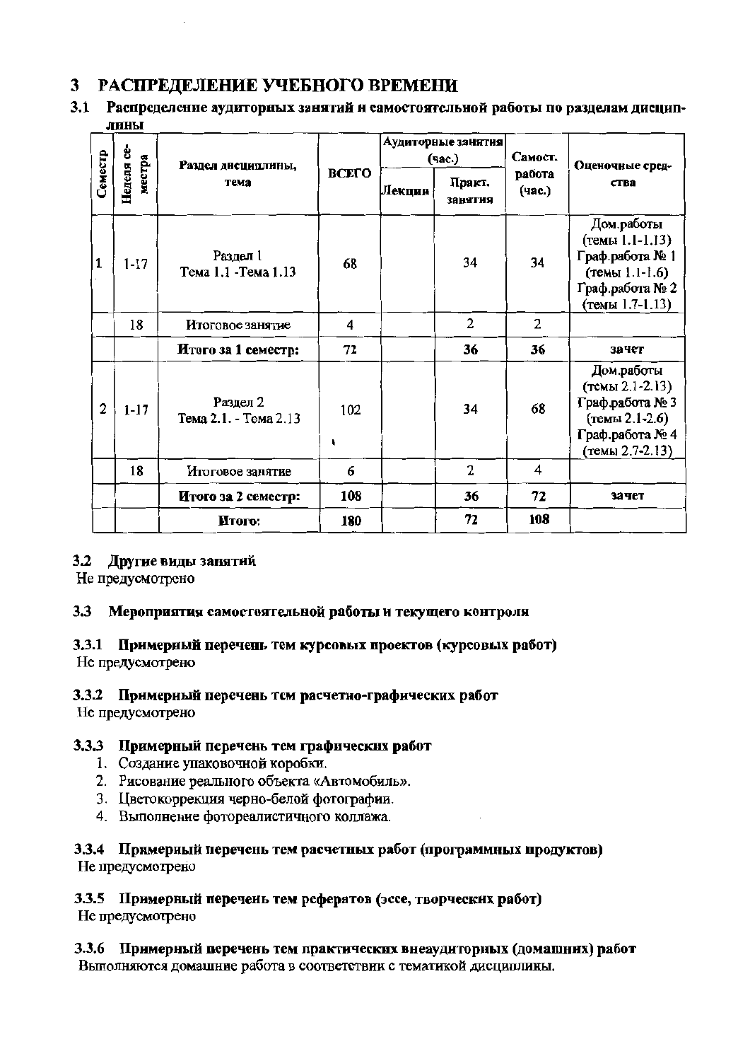# 3 РАСПРЕДЕЛЕНИЕ УЧЕБНОГО ВРЕМЕНИ

## 3.1 Распределение аудиторных занятий и самостоятельной работы по разделам дисциплины

| Семестр | Неделя семестра | Раздел дисциплины, тема | ВСЕГО | Аудиторные занятия (час.) | | Самост. работа (час.) | Оценочные средства |
|---|---|---|---|---|---|---|---|
| | | | | Лекции | Практ. занятия | | |
| 1 | 1-17 | Раздел 1 Тема 1.1 -Тема 1.13 | 68 | | 34 | 34 | Дом.работы (темы 1.1-1.13) Граф.работа № 1 (темы 1.1-1.6) Граф.работа № 2 (темы 1.7-1.13) |
| | 18 | Итоговое занятие | 4 | | 2 | 2 | |
| | | **Итого за 1 семестр:** | **72** | | **36** | **36** | **зачет** |
| 2 | 1-17 | Раздел 2 Тема 2.1. - Тема 2.13 | 102 | | 34 | 68 | Дом.работы (темы 2.1-2.13) Граф.работа № 3 (темы 2.1-2.6) Граф.работа № 4 (темы 2.7-2.13) |
| | 18 | Итоговое занятие | 6 | | 2 | 4 | |
| | | **Итого за 2 семестр:** | **108** | | **36** | **72** | **зачет** |
| | | **Итого:** | **180** | | **72** | **108** | |

## 3.2 Другие виды занятий

Не предусмотрено

## 3.3 Мероприятия самостоятельной работы и текущего контроля

### 3.3.1 Примерный перечень тем курсовых проектов (курсовых работ)

Не предусмотрено

### 3.3.2 Примерный перечень тем расчетно-графических работ

Не предусмотрено

### 3.3.3 Примерный перечень тем графических работ

1. Создание упаковочной коробки.
2. Рисование реального объекта «Автомобиль».
3. Цветокоррекция черно-белой фотографии.
4. Выполнение фотореалистичного коллажа.

### 3.3.4 Примерный перечень тем расчетных работ (программных продуктов)

Не предусмотрено

### 3.3.5 Примерный перечень тем рефератов (эссе, творческих работ)

Не предусмотрено

### 3.3.6 Примерный перечень тем практических внеаудиторных (домашних) работ

Выполняются домашние работа в соответствии с тематикой дисциплины.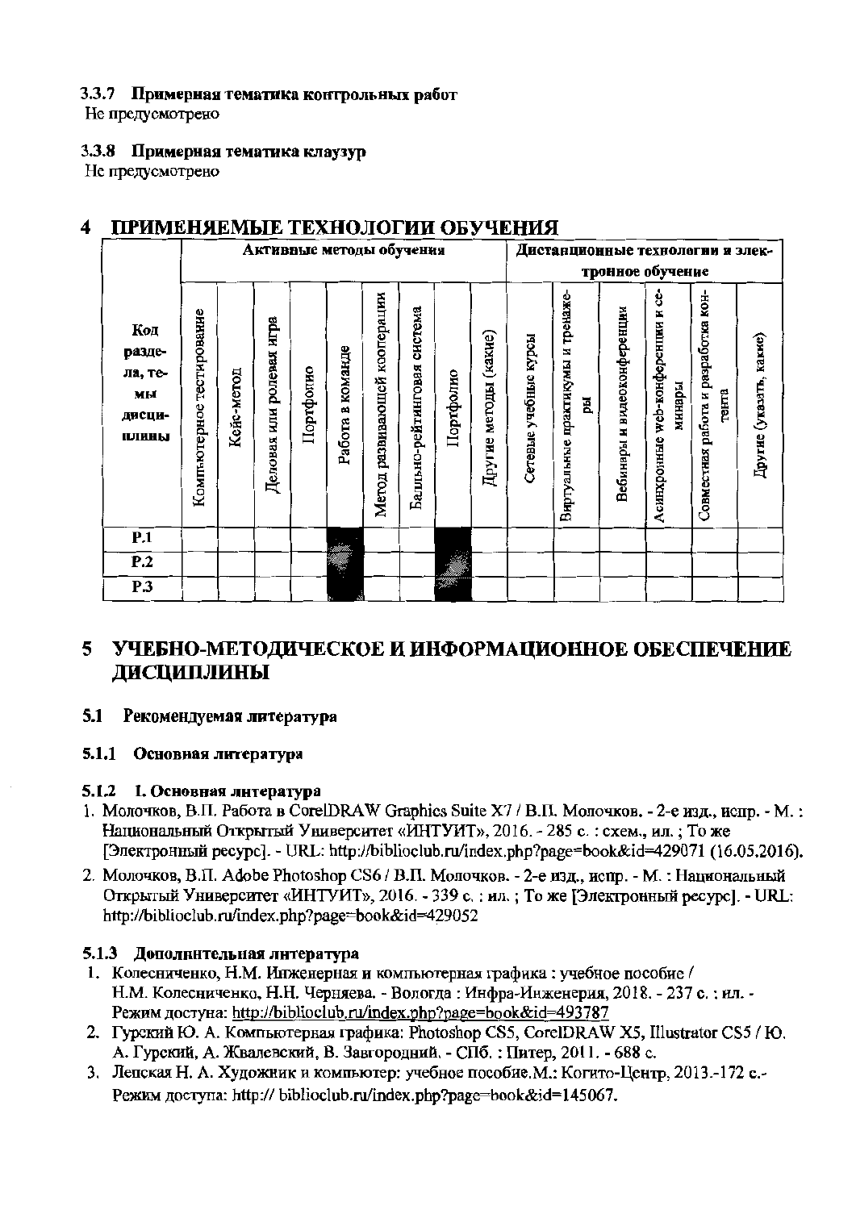### 3.3.7 Примерная тематика контрольных работ

Не предусмотрено

### 3.3.8 Примерная тематика клаузур

Не предусмотрено

# 4 ПРИМЕНЯЕМЫЕ ТЕХНОЛОГИИ ОБУЧЕНИЯ

| Код раздела, темы дисциплины | Активные методы обучения | | | | | | | | | Дистанционные технологии и электронное обучение | | | | | |
|---|---|---|---|---|---|---|---|---|---|---|---|---|---|---|---|
| | Компьютерное тестирование | Кейс-метод | Деловая или ролевая игра | Портфолио | Работа в команде | Метод развивающей кооперации | Бально-рейтинговая система | Портфолио | Другие методы (какие) | Сетевые учебные курсы | Виртуальные практикумы и тренажеры | Вебинары и видеоконференции | Асинхронные web-конференции и семинары | Совместная работа и разработка контента | Другие (указать, какие) |
| Р.1 | | | | | ■ | | | ■ | | | | | | | |
| Р.2 | | | | | ■ | | | ■ | | | | | | | |
| Р.3 | | | | | ■ | | | ■ | | | | | | | |

# 5 УЧЕБНО-МЕТОДИЧЕСКОЕ И ИНФОРМАЦИОННОЕ ОБЕСПЕЧЕНИЕ ДИСЦИПЛИНЫ

## 5.1 Рекомендуемая литература

### 5.1.1 Основная литература

### 5.1.2 I. Основная литература

1. Молочков, В.П. Работа в CorelDRAW Graphics Suite X7 / В.П. Молочков. - 2-е изд., испр. - М. : Национальный Открытый Университет «ИНТУИТ», 2016. - 285 с. : схем., ил. ; То же [Электронный ресурс]. - URL: http://biblioclub.ru/index.php?page=book&id=429071 (16.05.2016).
2. Молочков, В.П. Adobe Photoshop CS6 / В.П. Молочков. - 2-е изд., испр. - М. : Национальный Открытый Университет «ИНТУИТ», 2016. - 339 с. : ил. ; То же [Электронный ресурс]. - URL: http://biblioclub.ru/index.php?page=book&id=429052

### 5.1.3 Дополнительная литература

1. Колесниченко, Н.М. Инженерная и компьютерная графика : учебное пособие / Н.М. Колесниченко, Н.Н. Черняева. - Вологда : Инфра-Инженерия, 2018. - 237 с. : ил. - Режим доступа: http://biblioclub.ru/index.php?page=book&id=493787
2. Гурский Ю. А. Компьютерная графика: Photoshop CS5, CorelDRAW X5, Illustrator CS5 / Ю. А. Гурский, А. Жвалевский, В. Завгородний. - СПб. : Питер, 2011. - 688 с.
3. Лепская Н. А. Художник и компьютер: учебное пособие.М.: Когито-Центр, 2013.-172 с.- Режим доступа: http:// biblioclub.ru/index.php?page=book&id=145067.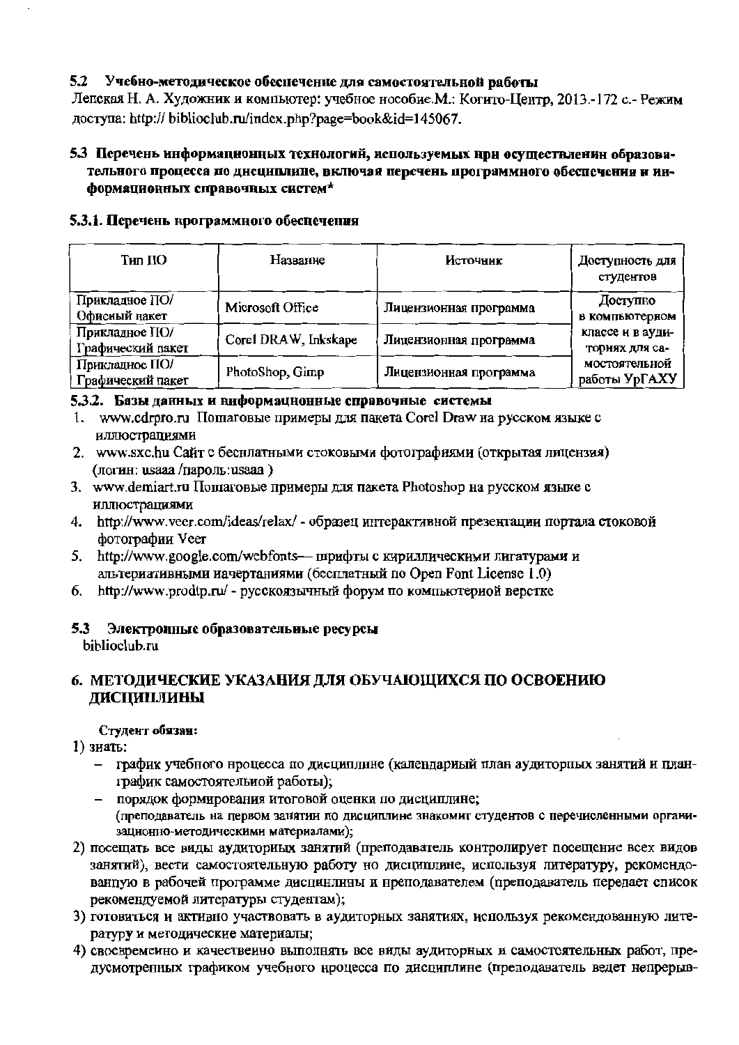### 5.2 Учебно-методическое обеспечение для самостоятельной работы

Лепская Н. А. Художник и компьютер: учебное пособие.М.: Когито-Центр, 2013.-172 с.- Режим доступа: http:// biblioclub.ru/index.php?page=book&id=145067.

### 5.3 Перечень информационных технологий, используемых при осуществлении образовательного процесса по дисциплине, включая перечень программного обеспечения и информационных справочных систем*

#### 5.3.1. Перечень программного обеспечения

| Тип ПО | Название | Источник | Доступность для студентов |
|---|---|---|---|
| Прикладное ПО/ Офисный пакет | Microsoft Office | Лицензионная программа | Доступно в компьютерном классе и в аудиториях для самостоятельной работы УрГАХУ |
| Прикладное ПО/ Графический пакет | Corel DRAW, Inkskape | Лицензионная программа | |
| Прикладное ПО/ Графический пакет | PhotoShop, Gimp | Лицензионная программа | |

#### 5.3.2. Базы данных и информационные справочные системы

1. www.cdrpro.ru Пошаговые примеры для пакета Corel Draw на русском языке с иллюстрациями
2. www.sxc.hu Сайт с бесплатными стоковыми фотографиями (открытая лицензия) (логин: usaaa /пароль:usaaa )
3. www.demiart.ru Пошаговые примеры для пакета Photoshop на русском языке с иллюстрациями
4. http://www.veer.com/ideas/relax/ - образец интерактивной презентации портала стоковой фотографии Veer
5. http://www.google.com/webfonts— шрифты с кириллическими лигатурами и альтернативными начертаниями (бесплатный по Open Font License 1.0)
6. http://www.prodtp.ru/ - русскоязычный форум по компьютерной верстке

### 5.3 Электронные образовательные ресурсы

biblioclub.ru

## 6. МЕТОДИЧЕСКИЕ УКАЗАНИЯ ДЛЯ ОБУЧАЮЩИХСЯ ПО ОСВОЕНИЮ ДИСЦИПЛИНЫ

**Студент обязан:**

1) знать:
   - график учебного процесса по дисциплине (календарный план аудиторных занятий и план-график самостоятельной работы);
   - порядок формирования итоговой оценки по дисциплине;
   
   (преподаватель на первом занятии по дисциплине знакомит студентов с перечисленными организационно-методическими материалами);
2) посещать все виды аудиторных занятий (преподаватель контролирует посещение всех видов занятий), вести самостоятельную работу по дисциплине, используя литературу, рекомендованную в рабочей программе дисциплины и преподавателем (преподаватель передает список рекомендуемой литературы студентам);
3) готовиться и активно участвовать в аудиторных занятиях, используя рекомендованную литературу и методические материалы;
4) своевременно и качественно выполнять все виды аудиторных и самостоятельных работ, предусмотренных графиком учебного процесса по дисциплине (преподаватель ведет непрерыв-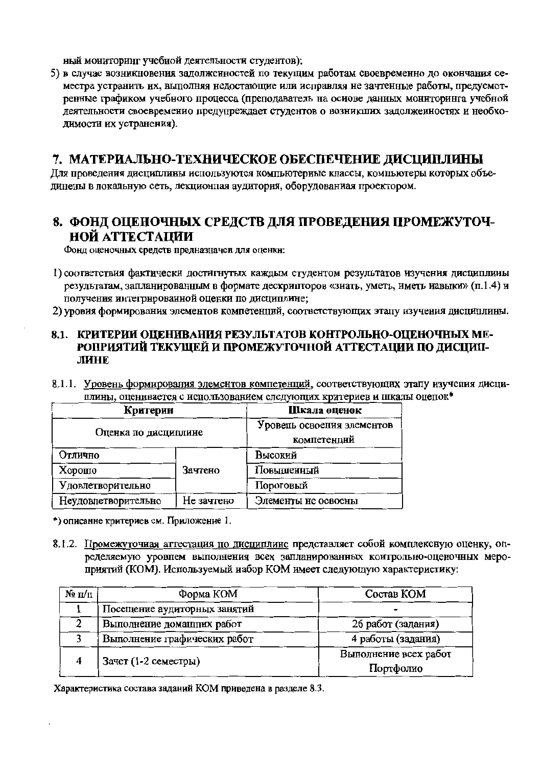ный мониторинг учебной деятельности студентов);

5) в случае возникновения задолженностей по текущим работам своевременно до окончания семестра устранить их, выполняя недостающие или исправляя не зачтенные работы, предусмотренные графиком учебного процесса (преподаватель на основе данных мониторинга учебной деятельности своевременно предупреждает студентов о возникших задолженностях и необходимости их устранения).

# 7. МАТЕРИАЛЬНО-ТЕХНИЧЕСКОЕ ОБЕСПЕЧЕНИЕ ДИСЦИПЛИНЫ

Для проведения дисциплины используются компьютерные классы, компьютеры которых объединены в локальную сеть, лекционная аудитория, оборудованная проектором.

# 8. ФОНД ОЦЕНОЧНЫХ СРЕДСТВ ДЛЯ ПРОВЕДЕНИЯ ПРОМЕЖУТОЧНОЙ АТТЕСТАЦИИ

Фонд оценочных средств предназначен для оценки:

1) соответствия фактически достигнутых каждым студентом результатов изучения дисциплины результатам, запланированным в формате дескрипторов «знать, уметь, иметь навыки» (п.1.4) и получения интегрированной оценки по дисциплине;
2) уровня формирования элементов компетенций, соответствующих этапу изучения дисциплины.

## 8.1. КРИТЕРИИ ОЦЕНИВАНИЯ РЕЗУЛЬТАТОВ КОНТРОЛЬНО-ОЦЕНОЧНЫХ МЕРОПРИЯТИЙ ТЕКУЩЕЙ И ПРОМЕЖУТОЧНОЙ АТТЕСТАЦИИ ПО ДИСЦИПЛИНЕ

8.1.1. Уровень формирования элементов компетенций, соответствующих этапу изучения дисциплины, оценивается с использованием следующих критериев и шкалы оценок*

| Критерии | | Шкала оценок |
|---|---|---|
| Оценка по дисциплине | | Уровень освоения элементов компетенций |
| Отлично | Зачтено | Высокий |
| Хорошо | | Повышенный |
| Удовлетворительно | | Пороговый |
| Неудовлетворительно | Не зачтено | Элементы не освоены |

*) описание критериев см. Приложение 1.

8.1.2. Промежуточная аттестация по дисциплине представляет собой комплексную оценку, определяемую уровнем выполнения всех запланированных контрольно-оценочных мероприятий (КОМ). Используемый набор КОМ имеет следующую характеристику:

| № п/п | Форма КОМ | Состав КОМ |
|---|---|---|
| 1 | Посещение аудиторных занятий | - |
| 2 | Выполнение домашних работ | 26 работ (задания) |
| 3 | Выполнение графических работ | 4 работы (задания) |
| 4 | Зачет (1-2 семестры) | Выполнение всех работ Портфолио |

Характеристика состава заданий КОМ приведена в разделе 8.3.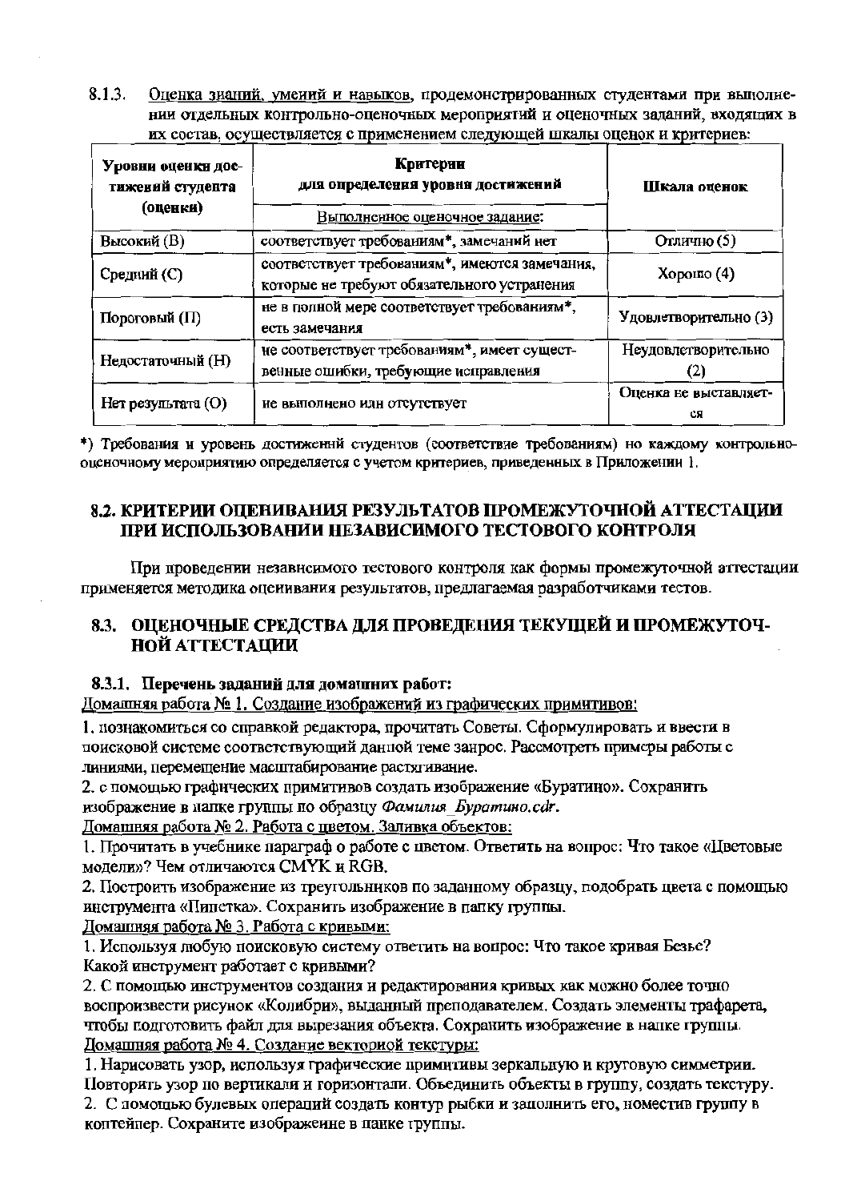8.1.3. Оценка знаний, умений и навыков, продемонстрированных студентами при выполнении отдельных контрольно-оценочных мероприятий и оценочных заданий, входящих в их состав, осуществляется с применением следующей шкалы оценок и критериев:

| Уровни оценки достижений студента (оценки) | Критерии для определения уровня достижений | Шкала оценок |
|---|---|---|
| | Выполненное оценочное задание: | |
| Высокий (В) | соответствует требованиям*, замечаний нет | Отлично (5) |
| Средний (С) | соответствует требованиям*, имеются замечания, которые не требуют обязательного устранения | Хорошо (4) |
| Пороговый (П) | не в полной мере соответствует требованиям*, есть замечания | Удовлетворительно (3) |
| Недостаточный (Н) | не соответствует требованиям*, имеет существенные ошибки, требующие исправления | Неудовлетворительно (2) |
| Нет результата (О) | не выполнено или отсутствует | Оценка не выставляется |

*) Требования и уровень достижений студентов (соответствие требованиям) по каждому контрольно-оценочному мероприятию определяется с учетом критериев, приведенных в Приложении 1.

## 8.2. КРИТЕРИИ ОЦЕНИВАНИЯ РЕЗУЛЬТАТОВ ПРОМЕЖУТОЧНОЙ АТТЕСТАЦИИ ПРИ ИСПОЛЬЗОВАНИИ НЕЗАВИСИМОГО ТЕСТОВОГО КОНТРОЛЯ

При проведении независимого тестового контроля как формы промежуточной аттестации применяется методика оценивания результатов, предлагаемая разработчиками тестов.

## 8.3. ОЦЕНОЧНЫЕ СРЕДСТВА ДЛЯ ПРОВЕДЕНИЯ ТЕКУЩЕЙ И ПРОМЕЖУТОЧНОЙ АТТЕСТАЦИИ

### 8.3.1. Перечень заданий для домашних работ:

Домашняя работа № 1. Создание изображений из графических примитивов:

1. познакомиться со справкой редактора, прочитать Советы. Сформулировать и ввести в поисковой системе соответствующий данной теме запрос. Рассмотреть примеры работы с линиями, перемещение масштабирование растягивание.
2. с помощью графических примитивов создать изображение «Буратино». Сохранить изображение в папке группы по образцу *Фамилия_Буратино.cdr*.

Домашняя работа № 2. Работа с цветом. Заливка объектов:

1. Прочитать в учебнике параграф о работе с цветом. Ответить на вопрос: Что такое «Цветовые модели»? Чем отличаются CMYK и RGB.
2. Построить изображение из треугольников по заданному образцу, подобрать цвета с помощью инструмента «Пипетка». Сохранить изображение в папку группы.

Домашняя работа № 3. Работа с кривыми:

1. Используя любую поисковую систему ответить на вопрос: Что такое кривая Безье? Какой инструмент работает с кривыми?
2. С помощью инструментов создания и редактирования кривых как можно более точно воспроизвести рисунок «Колибри», выданный преподавателем. Создать элементы трафарета, чтобы подготовить файл для вырезания объекта. Сохранить изображение в папке группы.

Домашняя работа № 4. Создание векторной текстуры:

1. Нарисовать узор, используя графические примитивы зеркальную и круговую симметрии. Повторить узор по вертикали и горизонтали. Объединить объекты в группу, создать текстуру.
2. С помощью булевых операций создать контур рыбки и заполнить его, поместив группу в контейнер. Сохраните изображение в папке группы.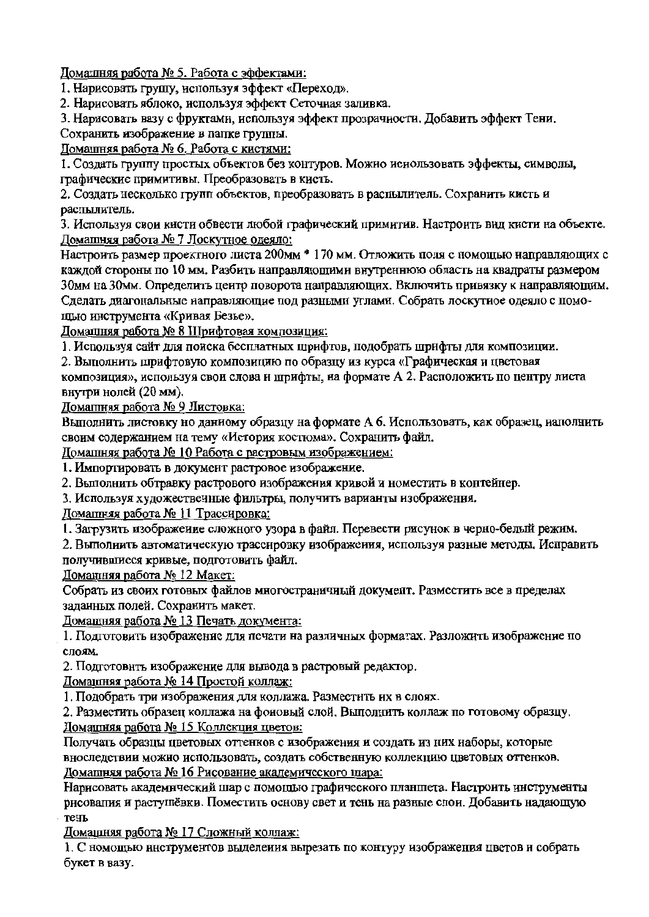Домашняя работа № 5. Работа с эффектами:

1. Нарисовать грушу, используя эффект «Переход».
2. Нарисовать яблоко, используя эффект Сеточная заливка.
3. Нарисовать вазу с фруктами, используя эффект прозрачности. Добавить эффект Тени.

Сохранить изображение в папке группы.

Домашняя работа № 6. Работа с кистями:

1. Создать группу простых объектов без контуров. Можно использовать эффекты, символы, графические примитивы. Преобразовать в кисть.
2. Создать несколько групп объектов, преобразовать в распылитель. Сохранить кисть и распылитель.
3. Используя свои кисти обвести любой графический примитив. Настроить вид кисти на объекте.

Домашняя работа № 7 Лоскутное одеяло:

Настроить размер проектного листа 200мм * 170 мм. Отложить поля с помощью направляющих с каждой стороны по 10 мм. Разбить направляющими внутреннюю область на квадраты размером 30мм на 30мм. Определить центр поворота направляющих. Включить привязку к направляющим. Сделать диагональные направляющие под разными углами. Собрать лоскутное одеяло с помощью инструмента «Кривая Безье».

Домашняя работа № 8 Шрифтовая композиция:

1. Используя сайт для поиска бесплатных шрифтов, подобрать шрифты для композиции.
2. Выполнить шрифтовую композицию по образцу из курса «Графическая и цветовая композиция», используя свои слова и шрифты, на формате А 2. Расположить по центру листа внутри полей (20 мм).

Домашняя работа № 9 Листовка:

Выполнить листовку по данному образцу на формате А 6. Использовать, как образец, наполнить своим содержанием на тему «История костюма». Сохранить файл.

Домашняя работа № 10 Работа с растровым изображением:

1. Импортировать в документ растровое изображение.
2. Выполнить обтравку растрового изображения кривой и поместить в контейнер.
3. Используя художественные фильтры, получить варианты изображения.

Домашняя работа № 11 Трассировка:

1. Загрузить изображение сложного узора в файл. Перевести рисунок в черно-белый режим.
2. Выполнить автоматическую трассировку изображения, используя разные методы. Исправить получившиеся кривые, подготовить файл.

Домашняя работа № 12 Макет:

Собрать из своих готовых файлов многостраничный документ. Разместить все в пределах заданных полей. Сохранить макет.

Домашняя работа № 13 Печать документа:

1. Подготовить изображение для печати на различных форматах. Разложить изображение по слоям.
2. Подготовить изображение для вывода в растровый редактор.

Домашняя работа № 14 Простой коллаж:

1. Подобрать три изображения для коллажа. Разместить их в слоях.
2. Разместить образец коллажа на фоновый слой. Выполнить коллаж по готовому образцу.

Домашняя работа № 15 Коллекция цветов:

Получать образцы цветовых оттенков с изображения и создать из них наборы, которые впоследствии можно использовать, создать собственную коллекцию цветовых оттенков.

Домашняя работа № 16 Рисование академического шара:

Нарисовать академический шар с помощью графического планшета. Настроить инструменты рисования и растушёвки. Поместить основу свет и тень на разные слои. Добавить падающую тень

Домашняя работа № 17 Сложный коллаж:

1. С помощью инструментов выделения вырезать по контуру изображения цветов и собрать букет в вазу.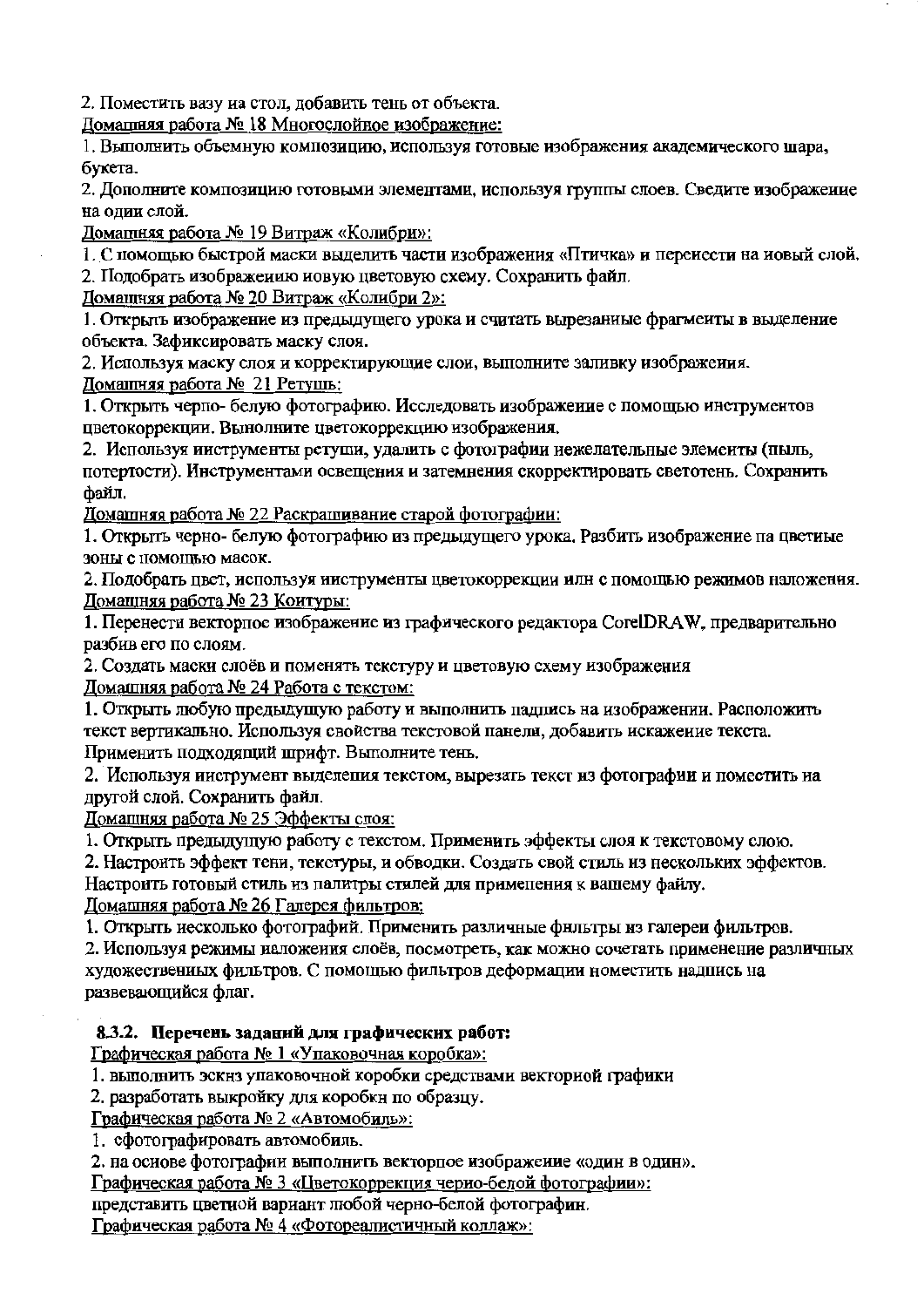2. Поместить вазу на стол, добавить тень от объекта.

Домашняя работа № 18 Многослойное изображение:

1. Выполнить объемную композицию, используя готовые изображения академического шара, букета.
2. Дополните композицию готовыми элементами, используя группы слоев. Сведите изображение на один слой.

Домашняя работа № 19 Витраж «Колибри»:

1. С помощью быстрой маски выделить части изображения «Птичка» и перенести на новый слой.
2. Подобрать изображению новую цветовую схему. Сохранить файл.

Домашняя работа № 20 Витраж «Колибри 2»:

1. Открыть изображение из предыдущего урока и считать вырезанные фрагменты в выделение объекта. Зафиксировать маску слоя.
2. Используя маску слоя и корректирующие слои, выполните заливку изображения.

Домашняя работа № 21 Ретушь:

1. Открыть черно- белую фотографию. Исследовать изображение с помощью инструментов цветокоррекции. Выполните цветокоррекцию изображения.
2. Используя инструменты ретуши, удалить с фотографии нежелательные элементы (пыль, потертости). Инструментами освещения и затемнения скорректировать светотень. Сохранить файл.

Домашняя работа № 22 Раскрашивание старой фотографии:

1. Открыть черно- белую фотографию из предыдущего урока. Разбить изображение на цветные зоны с помощью масок.
2. Подобрать цвет, используя инструменты цветокоррекции или с помощью режимов наложения.

Домашняя работа № 23 Контуры:

1. Перенести векторное изображение из графического редактора CorelDRAW, предварительно разбив его по слоям.
2. Создать маски слоёв и поменять текстуру и цветовую схему изображения

Домашняя работа № 24 Работа с текстом:

1. Открыть любую предыдущую работу и выполнить надпись на изображении. Расположить текст вертикально. Используя свойства текстовой панели, добавить искажение текста. Применить подходящий шрифт. Выполните тень.
2. Используя инструмент выделения текстом, вырезать текст из фотографии и поместить на другой слой. Сохранить файл.

Домашняя работа № 25 Эффекты слоя:

1. Открыть предыдущую работу с текстом. Применить эффекты слоя к текстовому слою.
2. Настроить эффект тени, текстуры, и обводки. Создать свой стиль из нескольких эффектов. Настроить готовый стиль из палитры стилей для применения к вашему файлу.

Домашняя работа № 26 Галерея фильтров:

1. Открыть несколько фотографий. Применить различные фильтры из галереи фильтров.
2. Используя режимы наложения слоёв, посмотреть, как можно сочетать применение различных художественных фильтров. С помощью фильтров деформации поместить надпись на развевающийся флаг.

**8.3.2. Перечень заданий для графических работ:**

Графическая работа № 1 «Упаковочная коробка»:

1. выполнить эскиз упаковочной коробки средствами векторной графики
2. разработать выкройку для коробки по образцу.

Графическая работа № 2 «Автомобиль»:

1. сфотографировать автомобиль.
2. на основе фотографии выполнить векторное изображение «один в один».

Графическая работа № 3 «Цветокоррекция черно-белой фотографии»:

представить цветной вариант любой черно-белой фотографии.

Графическая работа № 4 «Фотореалистичный коллаж»: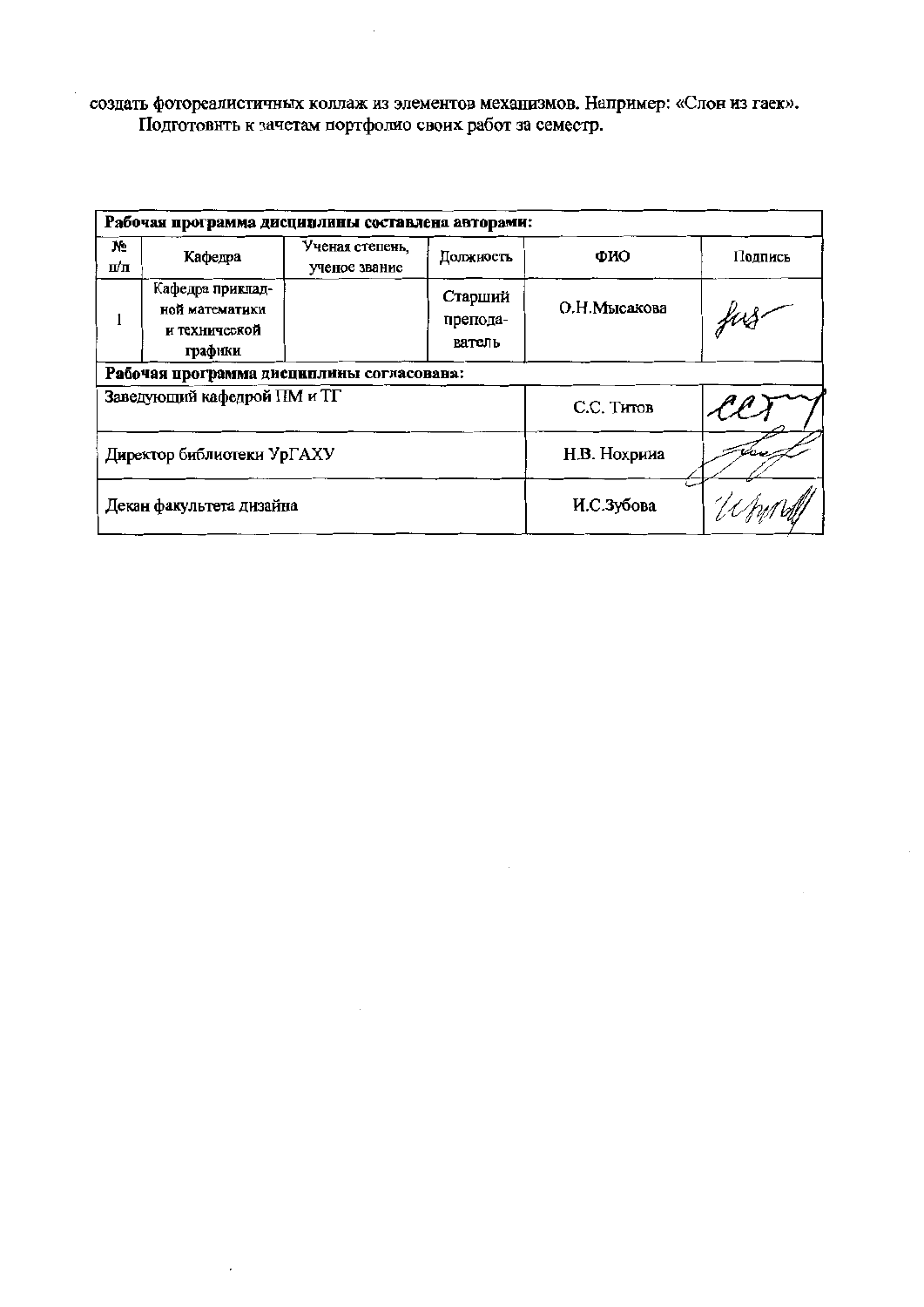создать фотореалистичных коллаж из элементов механизмов. Например: «Слон из гаек».
Подготовить к зачетам портфолио своих работ за семестр.

| Рабочая программа дисциплины составлена авторами: | | | | | |
|---|---|---|---|---|---|
| № п/п | Кафедра | Ученая степень, ученое звание | Должность | ФИО | Подпись |
| 1 | Кафедра прикладной математики и технической графики | | Старший преподаватель | О.Н.Мысакова | |
| **Рабочая программа дисциплины согласована:** | | | | | |
| Заведующий кафедрой ПМ и ТГ | | | | С.С. Титов | |
| Директор библиотеки УрГАХУ | | | | Н.В. Нохрина | |
| Декан факультета дизайна | | | | И.С.Зубова | |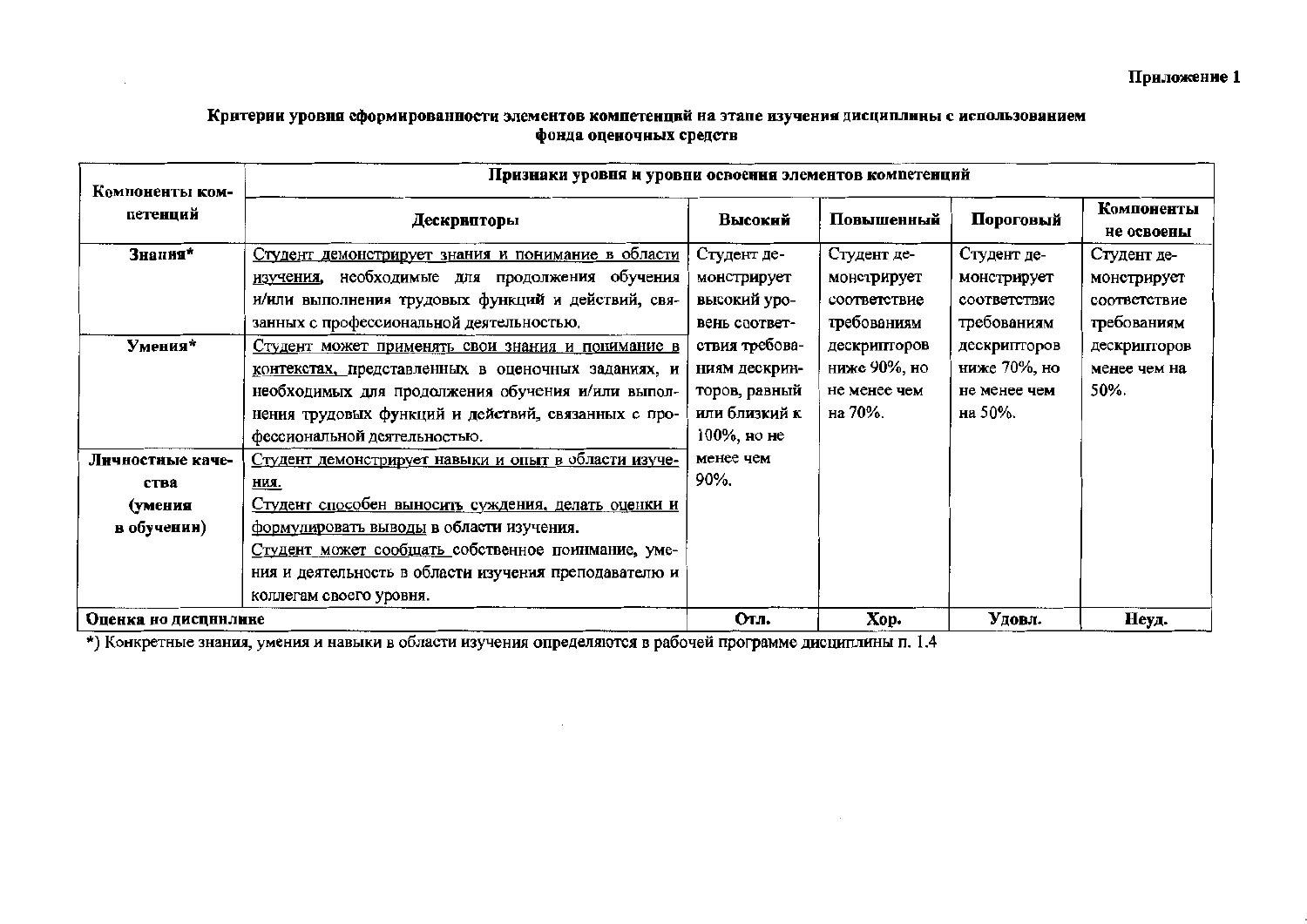**Приложение 1**

**Критерии уровня сформированности элементов компетенций на этапе изучения дисциплины с использованием фонда оценочных средств**

| Компоненты компетенций | Признаки уровня и уровни освоения элементов компетенций | | | | |
|---|---|---|---|---|---|
| | **Дескрипторы** | **Высокий** | **Повышенный** | **Пороговый** | **Компоненты не освоены** |
| **Знания*** | Студент демонстрирует знания и понимание в области изучения, необходимые для продолжения обучения и/или выполнения трудовых функций и действий, связанных с профессиональной деятельностью. | Студент демонстрирует высокий уровень соответствия требованиям дескрипторов, равный или близкий к 100%, но не менее чем 90%. | Студент демонстрирует соответствие требованиям дескрипторов ниже 90%, но не менее чем на 70%. | Студент демонстрирует соответствие требованиям дескрипторов ниже 70%, но не менее чем на 50%. | Студент демонстрирует соответствие требованиям дескрипторов менее чем на 50%. |
| **Умения*** | Студент может применять свои знания и понимание в контекстах, представленных в оценочных заданиях, и необходимых для продолжения обучения и/или выполнения трудовых функций и действий, связанных с профессиональной деятельностью. | | | | |
| **Личностные качества (умения в обучении)** | Студент демонстрирует навыки и опыт в области изучения. Студент способен выносить суждения, делать оценки и формулировать выводы в области изучения. Студент может сообщать собственное понимание, умения и деятельность в области изучения преподавателю и коллегам своего уровня. | | | | |
| **Оценка по дисциплине** | | **Отл.** | **Хор.** | **Удовл.** | **Неуд.** |

*) Конкретные знания, умения и навыки в области изучения определяются в рабочей программе дисциплины п. 1.4